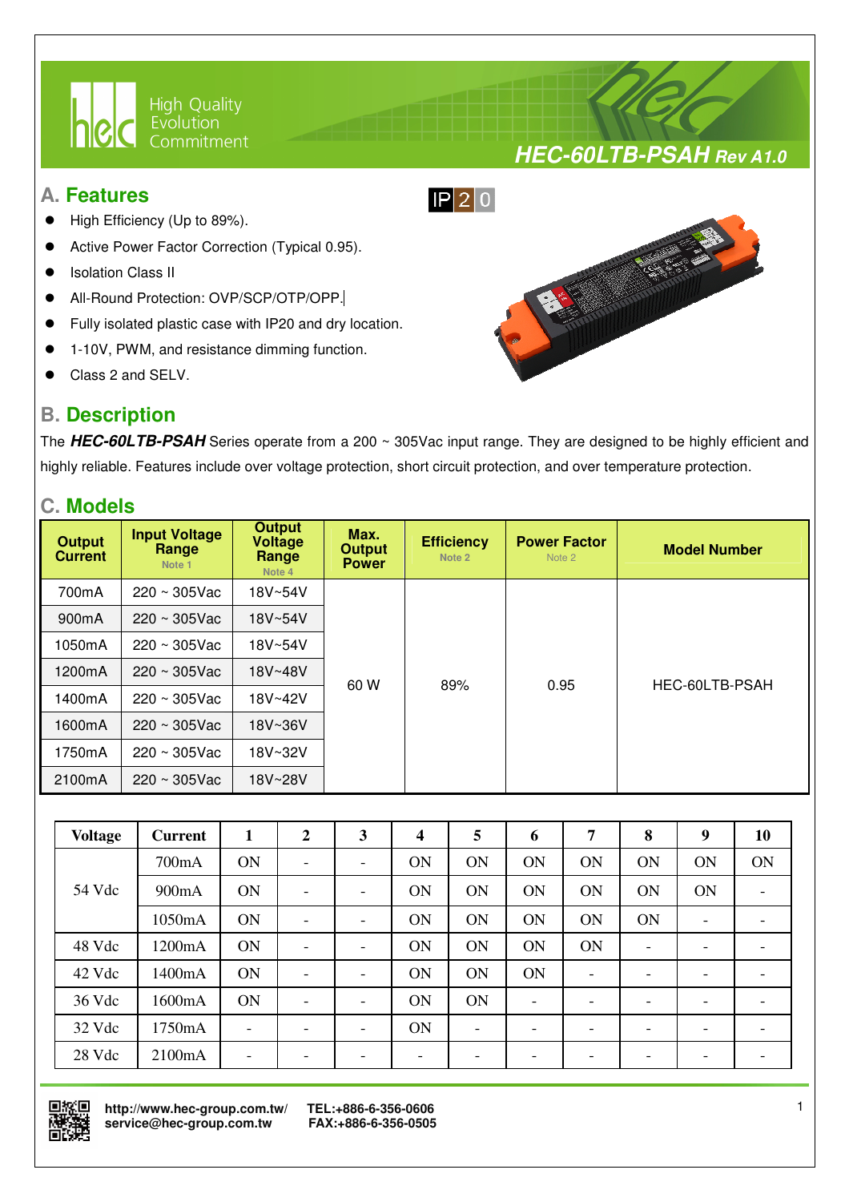# HEC-60LTB-PSAH Rev A1.0

## A. Features

- High Efficiency (Up to 89%).
- Active Power Factor Correction (Typical 0.95).
- Isolation Class II
- All-Round Protection: OVP/SCP/OTP/OPP.
- Fully isolated plastic case with IP20 and dry location.
- 1-10V, PWM, and resistance dimming function.
- Class 2 and SELV.

IP20

## B. Description

The ***HEC-60LTB-PSAH*** Series operate from a 200 ~ 305Vac input range. They are designed to be highly efficient and highly reliable. Features include over voltage protection, short circuit protection, and over temperature protection.

## C. Models

| Output Current | Input Voltage Range Note 1 | Output Voltage Range Note 4 | Max. Output Power | Efficiency Note 2 | Power Factor Note 2 | Model Number |
|---|---|---|---|---|---|---|
| 700mA | 220 ~ 305Vac | 18V~54V | 60 W | 89% | 0.95 | HEC-60LTB-PSAH |
| 900mA | 220 ~ 305Vac | 18V~54V | | | | |
| 1050mA | 220 ~ 305Vac | 18V~54V | | | | |
| 1200mA | 220 ~ 305Vac | 18V~48V | | | | |
| 1400mA | 220 ~ 305Vac | 18V~42V | | | | |
| 1600mA | 220 ~ 305Vac | 18V~36V | | | | |
| 1750mA | 220 ~ 305Vac | 18V~32V | | | | |
| 2100mA | 220 ~ 305Vac | 18V~28V | | | | |

| Voltage | Current | 1 | 2 | 3 | 4 | 5 | 6 | 7 | 8 | 9 | 10 |
|---|---|---|---|---|---|---|---|---|---|---|---|
| 54 Vdc | 700mA | ON | - | - | ON | ON | ON | ON | ON | ON | ON |
| | 900mA | ON | - | - | ON | ON | ON | ON | ON | ON | - |
| | 1050mA | ON | - | - | ON | ON | ON | ON | ON | - | - |
| 48 Vdc | 1200mA | ON | - | - | ON | ON | ON | ON | - | - | - |
| 42 Vdc | 1400mA | ON | - | - | ON | ON | ON | - | - | - | - |
| 36 Vdc | 1600mA | ON | - | - | ON | ON | - | - | - | - | - |
| 32 Vdc | 1750mA | - | - | - | ON | - | - | - | - | - | - |
| 28 Vdc | 2100mA | - | - | - | - | - | - | - | - | - | - |

http://www.hec-group.com.tw/
service@hec-group.com.tw

TEL:+886-6-356-0606
FAX:+886-6-356-0505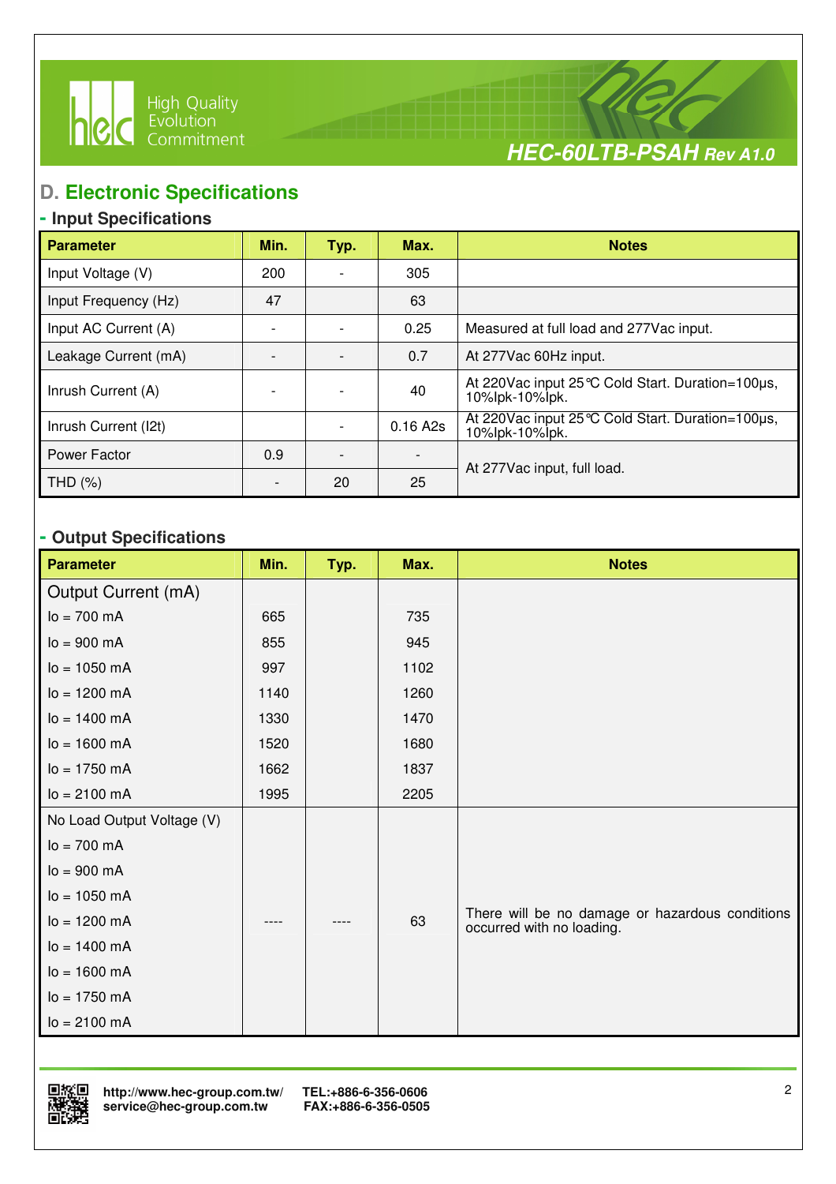## D. Electronic Specifications

### - Input Specifications

| Parameter | Min. | Typ. | Max. | Notes |
|---|---|---|---|---|
| Input Voltage (V) | 200 | - | 305 | |
| Input Frequency (Hz) | 47 | | 63 | |
| Input AC Current (A) | - | - | 0.25 | Measured at full load and 277Vac input. |
| Leakage Current (mA) | - | - | 0.7 | At 277Vac 60Hz input. |
| Inrush Current (A) | - | - | 40 | At 220Vac input 25℃ Cold Start. Duration=100μs, 10%Ipk-10%Ipk. |
| Inrush Current (I2t) | | - | 0.16 A2s | At 220Vac input 25℃ Cold Start. Duration=100μs, 10%Ipk-10%Ipk. |
| Power Factor | 0.9 | - | - | At 277Vac input, full load. |
| THD (%) | - | 20 | 25 | At 277Vac input, full load. |

### - Output Specifications

| Parameter | Min. | Typ. | Max. | Notes |
|---|---|---|---|---|
| Output Current (mA) | | | | |
| Io = 700 mA | 665 | | 735 | |
| Io = 900 mA | 855 | | 945 | |
| Io = 1050 mA | 997 | | 1102 | |
| Io = 1200 mA | 1140 | | 1260 | |
| Io = 1400 mA | 1330 | | 1470 | |
| Io = 1600 mA | 1520 | | 1680 | |
| Io = 1750 mA | 1662 | | 1837 | |
| Io = 2100 mA | 1995 | | 2205 | |
| No Load Output Voltage (V)<br>Io = 700 mA<br>Io = 900 mA<br>Io = 1050 mA<br>Io = 1200 mA<br>Io = 1400 mA<br>Io = 1600 mA<br>Io = 1750 mA<br>Io = 2100 mA | ---- | ---- | 63 | There will be no damage or hazardous conditions occurred with no loading. |

http://www.hec-group.com.tw/ TEL:+886-6-356-0606
service@hec-group.com.tw FAX:+886-6-356-0505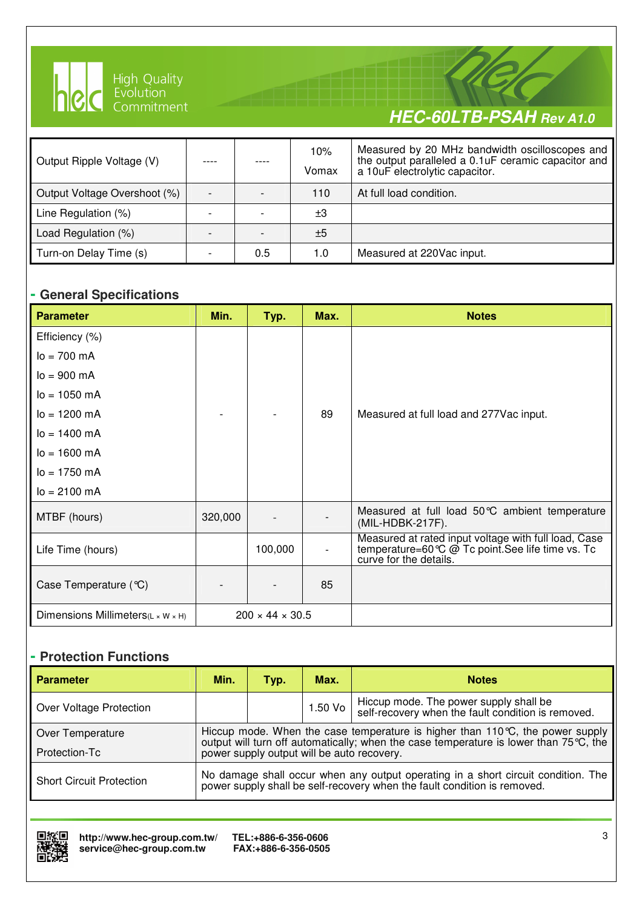| Output Ripple Voltage (V) | ---- | ---- | 10% Vomax | Measured by 20 MHz bandwidth oscilloscopes and the output paralleled a 0.1uF ceramic capacitor and a 10uF electrolytic capacitor. |
|---|---|---|---|---|
| Output Voltage Overshoot (%) | - | - | 110 | At full load condition. |
| Line Regulation (%) | - | - | ±3 | |
| Load Regulation (%) | - | - | ±5 | |
| Turn-on Delay Time (s) | - | 0.5 | 1.0 | Measured at 220Vac input. |

## - General Specifications

| Parameter | Min. | Typ. | Max. | Notes |
|---|---|---|---|---|
| Efficiency (%)<br>Io = 700 mA<br>Io = 900 mA<br>Io = 1050 mA<br>Io = 1200 mA<br>Io = 1400 mA<br>Io = 1600 mA<br>Io = 1750 mA<br>Io = 2100 mA | - | - | 89 | Measured at full load and 277Vac input. |
| MTBF (hours) | 320,000 | - | - | Measured at full load 50℃ ambient temperature (MIL-HDBK-217F). |
| Life Time (hours) | | 100,000 | - | Measured at rated input voltage with full load, Case temperature=60℃ @ Tc point.See life time vs. Tc curve for the details. |
| Case Temperature (℃) | - | - | 85 | |
| Dimensions Millimeters(L × W × H) | 200 × 44 × 30.5 | | | |

## - Protection Functions

| Parameter | Min. | Typ. | Max. | Notes |
|---|---|---|---|---|
| Over Voltage Protection | | | 1.50 Vo | Hiccup mode. The power supply shall be self-recovery when the fault condition is removed. |
| Over Temperature Protection-Tc | Hiccup mode. When the case temperature is higher than 110℃, the power supply output will turn off automatically; when the case temperature is lower than 75℃, the power supply output will be auto recovery. | | | |
| Short Circuit Protection | No damage shall occur when any output operating in a short circuit condition. The power supply shall be self-recovery when the fault condition is removed. | | | |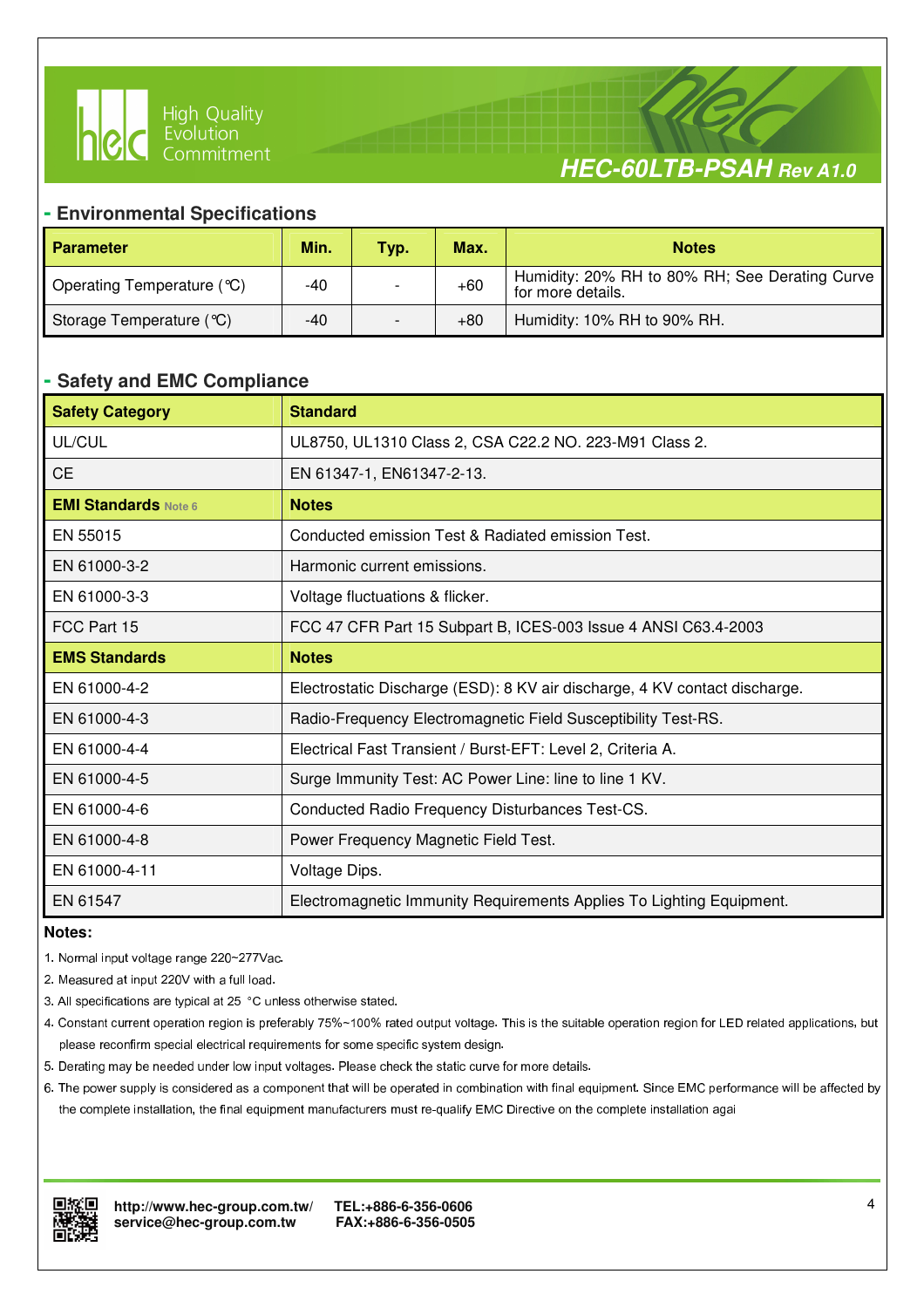## - Environmental Specifications

| Parameter | Min. | Typ. | Max. | Notes |
|---|---|---|---|---|
| Operating Temperature (℃) | -40 | - | +60 | Humidity: 20% RH to 80% RH; See Derating Curve for more details. |
| Storage Temperature (℃) | -40 | - | +80 | Humidity: 10% RH to 90% RH. |

## - Safety and EMC Compliance

| Safety Category | Standard |
|---|---|
| UL/CUL | UL8750, UL1310 Class 2, CSA C22.2 NO. 223-M91 Class 2. |
| CE | EN 61347-1, EN61347-2-13. |
| **EMI Standards** Note 6 | **Notes** |
| EN 55015 | Conducted emission Test & Radiated emission Test. |
| EN 61000-3-2 | Harmonic current emissions. |
| EN 61000-3-3 | Voltage fluctuations & flicker. |
| FCC Part 15 | FCC 47 CFR Part 15 Subpart B, ICES-003 Issue 4 ANSI C63.4-2003 |
| **EMS Standards** | **Notes** |
| EN 61000-4-2 | Electrostatic Discharge (ESD): 8 KV air discharge, 4 KV contact discharge. |
| EN 61000-4-3 | Radio-Frequency Electromagnetic Field Susceptibility Test-RS. |
| EN 61000-4-4 | Electrical Fast Transient / Burst-EFT: Level 2, Criteria A. |
| EN 61000-4-5 | Surge Immunity Test: AC Power Line: line to line 1 KV. |
| EN 61000-4-6 | Conducted Radio Frequency Disturbances Test-CS. |
| EN 61000-4-8 | Power Frequency Magnetic Field Test. |
| EN 61000-4-11 | Voltage Dips. |
| EN 61547 | Electromagnetic Immunity Requirements Applies To Lighting Equipment. |

**Notes:**

1. Normal input voltage range 220~277Vac.
2. Measured at input 220V with a full load.
3. All specifications are typical at 25 °C unless otherwise stated.
4. Constant current operation region is preferably 75%~100% rated output voltage. This is the suitable operation region for LED related applications, but please reconfirm special electrical requirements for some specific system design.
5. Derating may be needed under low input voltages. Please check the static curve for more details.
6. The power supply is considered as a component that will be operated in combination with final equipment. Since EMC performance will be affected by the complete installation, the final equipment manufacturers must re-qualify EMC Directive on the complete installation agai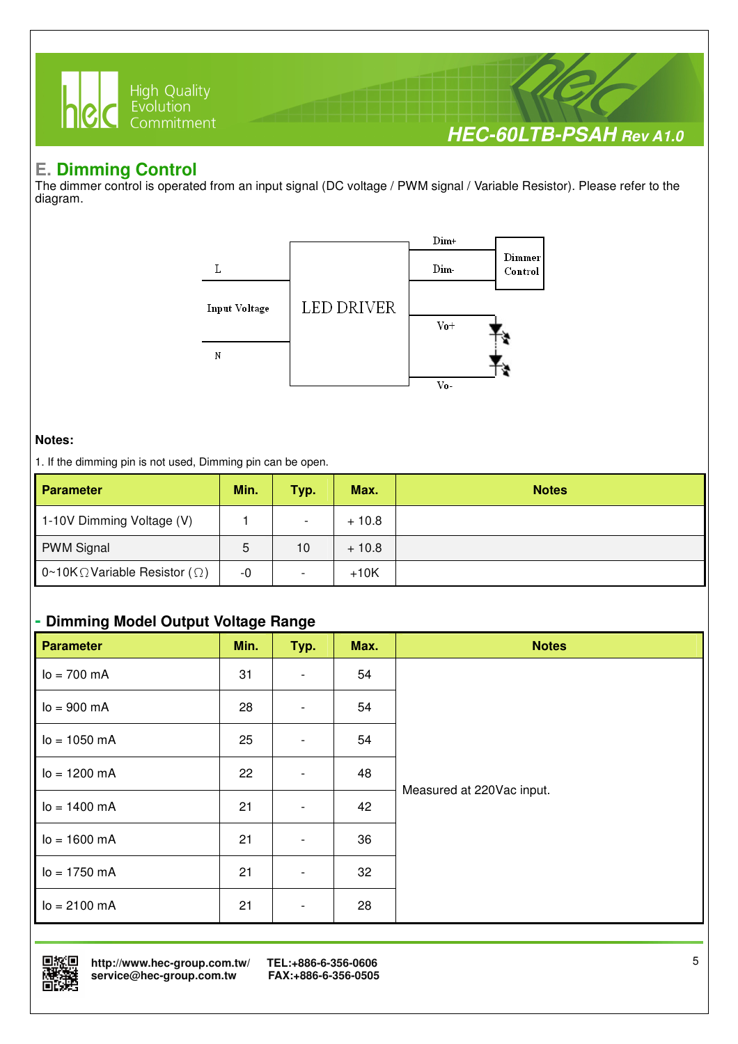## E. Dimming Control

The dimmer control is operated from an input signal (DC voltage / PWM signal / Variable Resistor). Please refer to the diagram.

**Notes:**

1. If the dimming pin is not used, Dimming pin can be open.

| Parameter | Min. | Typ. | Max. | Notes |
|---|---|---|---|---|
| 1-10V Dimming Voltage (V) | 1 | - | + 10.8 | |
| PWM Signal | 5 | 10 | + 10.8 | |
| 0~10KΩ Variable Resistor (Ω) | -0 | - | +10K | |

### - Dimming Model Output Voltage Range

| Parameter | Min. | Typ. | Max. | Notes |
|---|---|---|---|---|
| Io = 700 mA | 31 | - | 54 | Measured at 220Vac input. |
| Io = 900 mA | 28 | - | 54 | |
| Io = 1050 mA | 25 | - | 54 | |
| Io = 1200 mA | 22 | - | 48 | |
| Io = 1400 mA | 21 | - | 42 | |
| Io = 1600 mA | 21 | - | 36 | |
| Io = 1750 mA | 21 | - | 32 | |
| Io = 2100 mA | 21 | - | 28 | |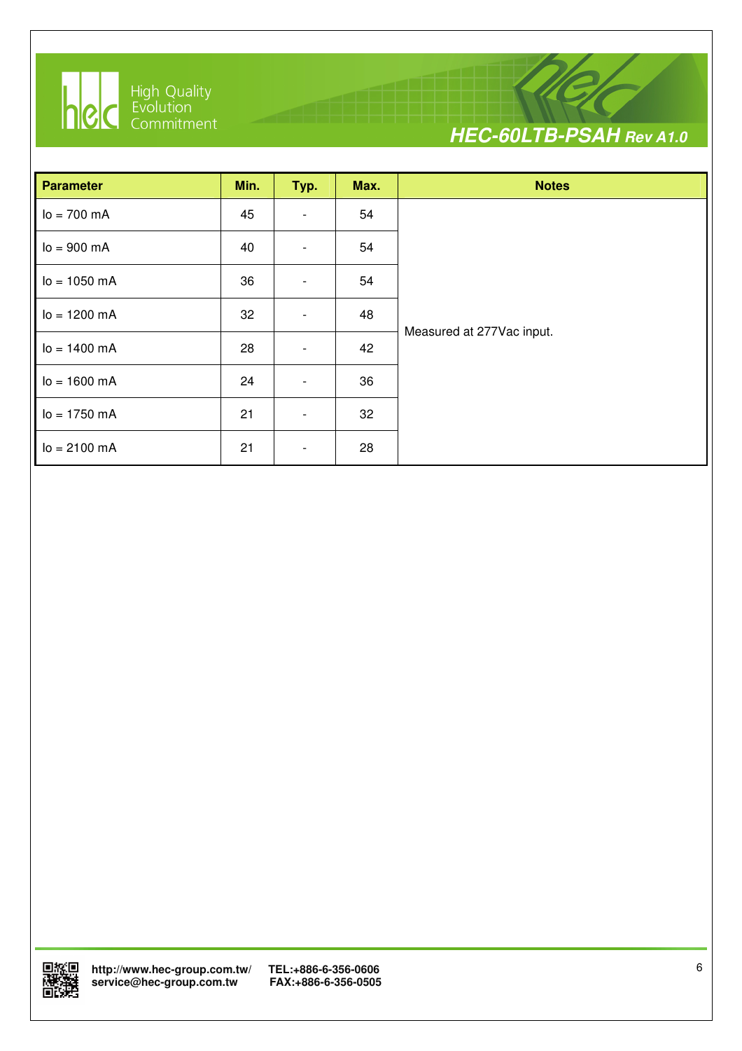| Parameter | Min. | Typ. | Max. | Notes |
|---|---|---|---|---|
| Io = 700 mA | 45 | - | 54 | Measured at 277Vac input. |
| Io = 900 mA | 40 | - | 54 | |
| Io = 1050 mA | 36 | - | 54 | |
| Io = 1200 mA | 32 | - | 48 | |
| Io = 1400 mA | 28 | - | 42 | |
| Io = 1600 mA | 24 | - | 36 | |
| Io = 1750 mA | 21 | - | 32 | |
| Io = 2100 mA | 21 | - | 28 | |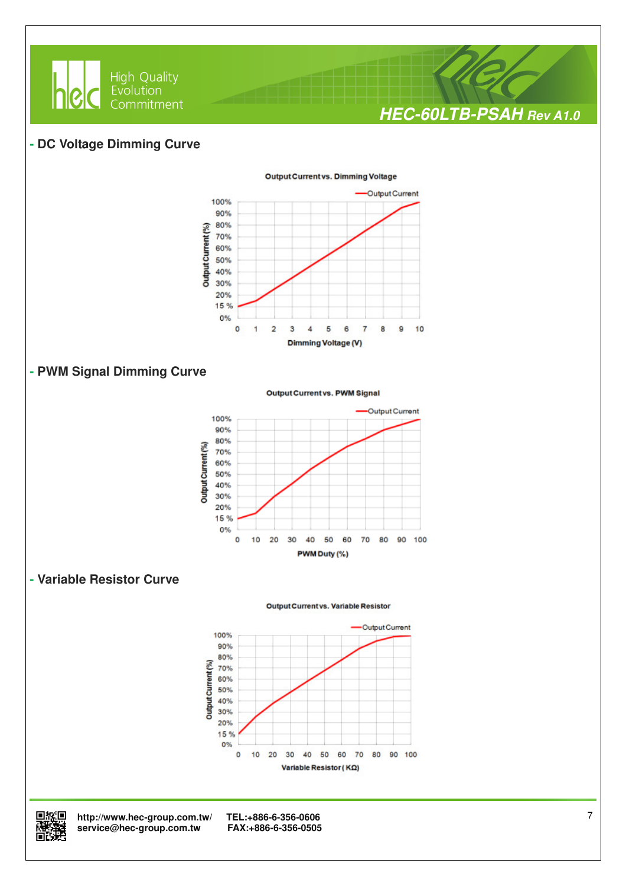## - DC Voltage Dimming Curve

Output Current vs. Dimming Voltage

—Output Current

Output Current (%): 100%, 90%, 80%, 70%, 60%, 50%, 40%, 30%, 20%, 15 %, 0%

Dimming Voltage (V): 0, 1, 2, 3, 4, 5, 6, 7, 8, 9, 10

## - PWM Signal Dimming Curve

Output Current vs. PWM Signal

—Output Current

Output Current (%): 100%, 90%, 80%, 70%, 60%, 50%, 40%, 30%, 20%, 15 %, 0%

PWM Duty (%): 0, 10, 20, 30, 40, 50, 60, 70, 80, 90, 100

## - Variable Resistor Curve

Output Current vs. Variable Resistor

—Output Current

Output Current (%): 100%, 90%, 80%, 70%, 60%, 50%, 40%, 30%, 20%, 15 %, 0%

Variable Resistor ( KΩ): 0, 10, 20, 30, 40, 50, 60, 70, 80, 90, 100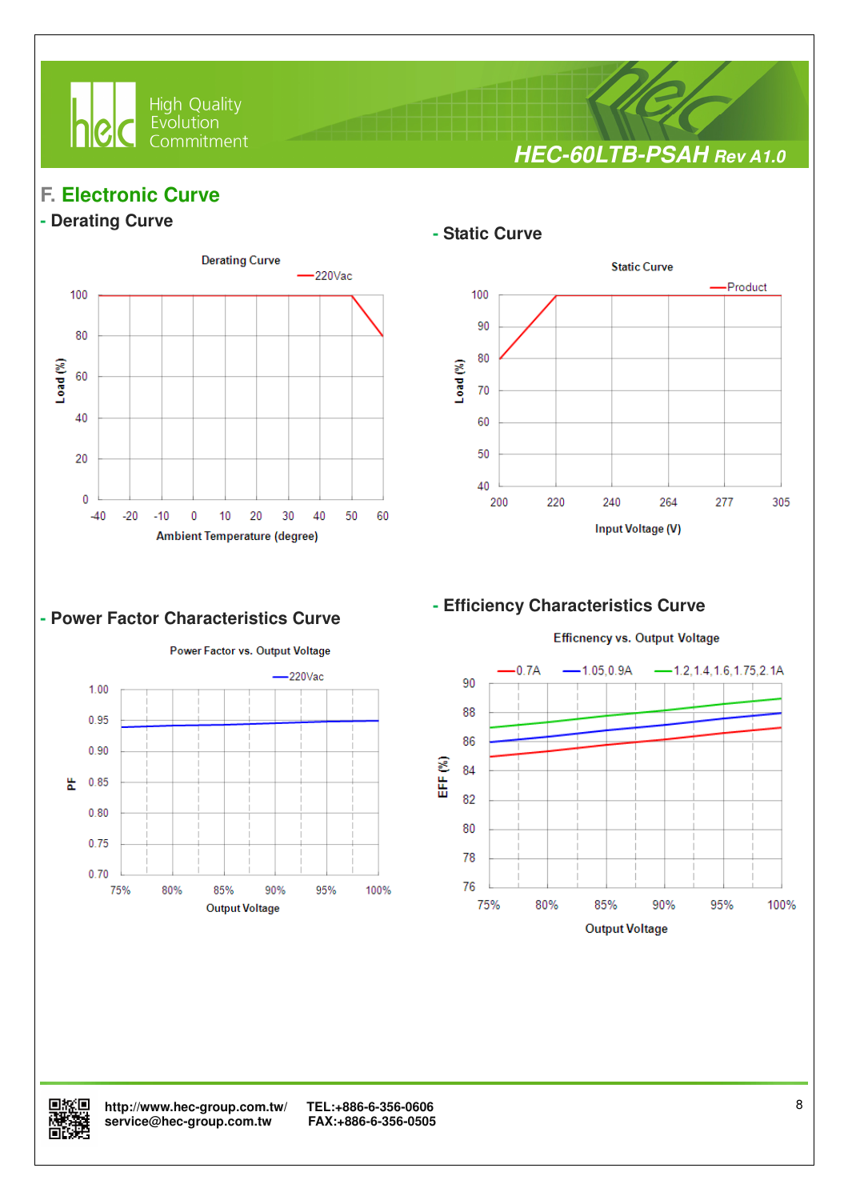## F. Electronic Curve

### - Derating Curve

Derating Curve

—220Vac

Load (%)

100
80
60
40
20
0

-40 -20 -10 0 10 20 30 40 50 60

Ambient Temperature (degree)

### - Static Curve

Static Curve

—Product

Load (%)

100
90
80
70
60
50
40

200 220 240 264 277 305

Input Voltage (V)

### - Power Factor Characteristics Curve

Power Factor vs. Output Voltage

—220Vac

PF

1.00
0.95
0.90
0.85
0.80
0.75
0.70

75% 80% 85% 90% 95% 100%

Output Voltage

### - Efficiency Characteristics Curve

Efficncency vs. Output Voltage

—0.7A —1.05,0.9A —1.2,1.4,1.6,1.75,2.1A

EFF (%)

90
88
86
84
82
80
78
76

75% 80% 85% 90% 95% 100%

Output Voltage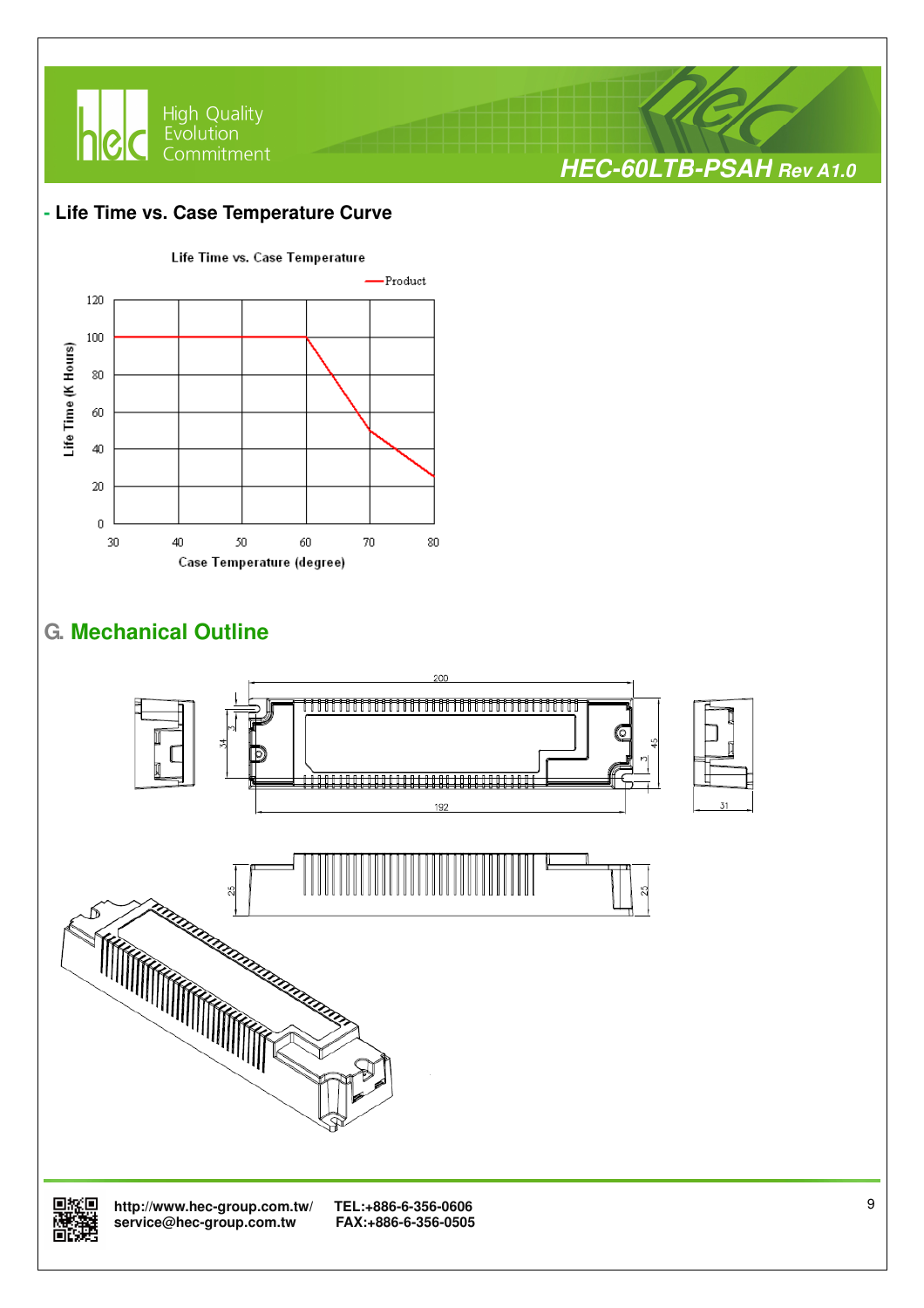## - Life Time vs. Case Temperature Curve

Life Time vs. Case Temperature

—Product

Life Time (K Hours)

Case Temperature (degree)

## G. Mechanical Outline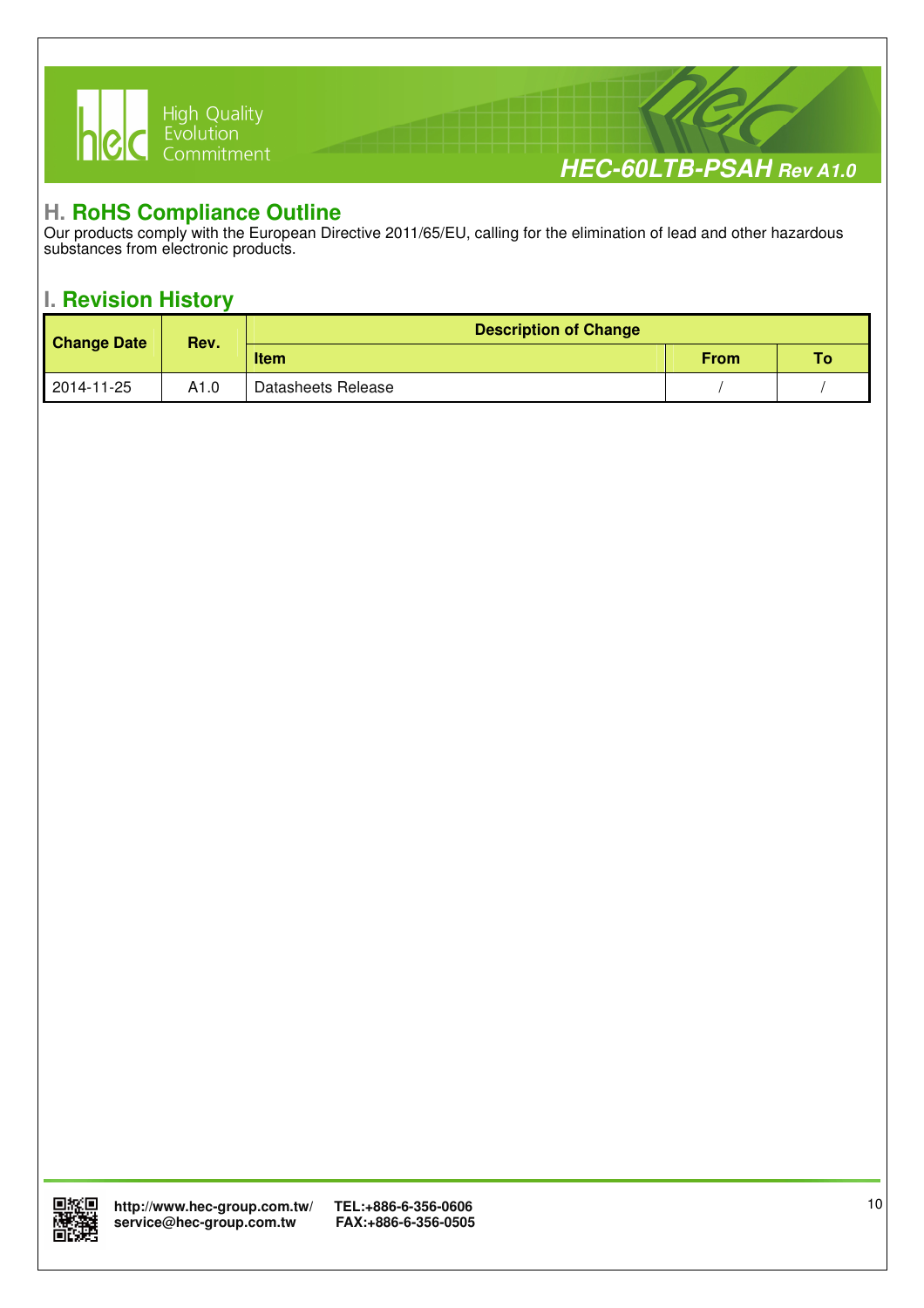## H. RoHS Compliance Outline

Our products comply with the European Directive 2011/65/EU, calling for the elimination of lead and other hazardous substances from electronic products.

## I. Revision History

| Change Date | Rev. | Description of Change | | |
|---|---|---|---|---|
| | | Item | From | To |
| 2014-11-25 | A1.0 | Datasheets Release | / | / |